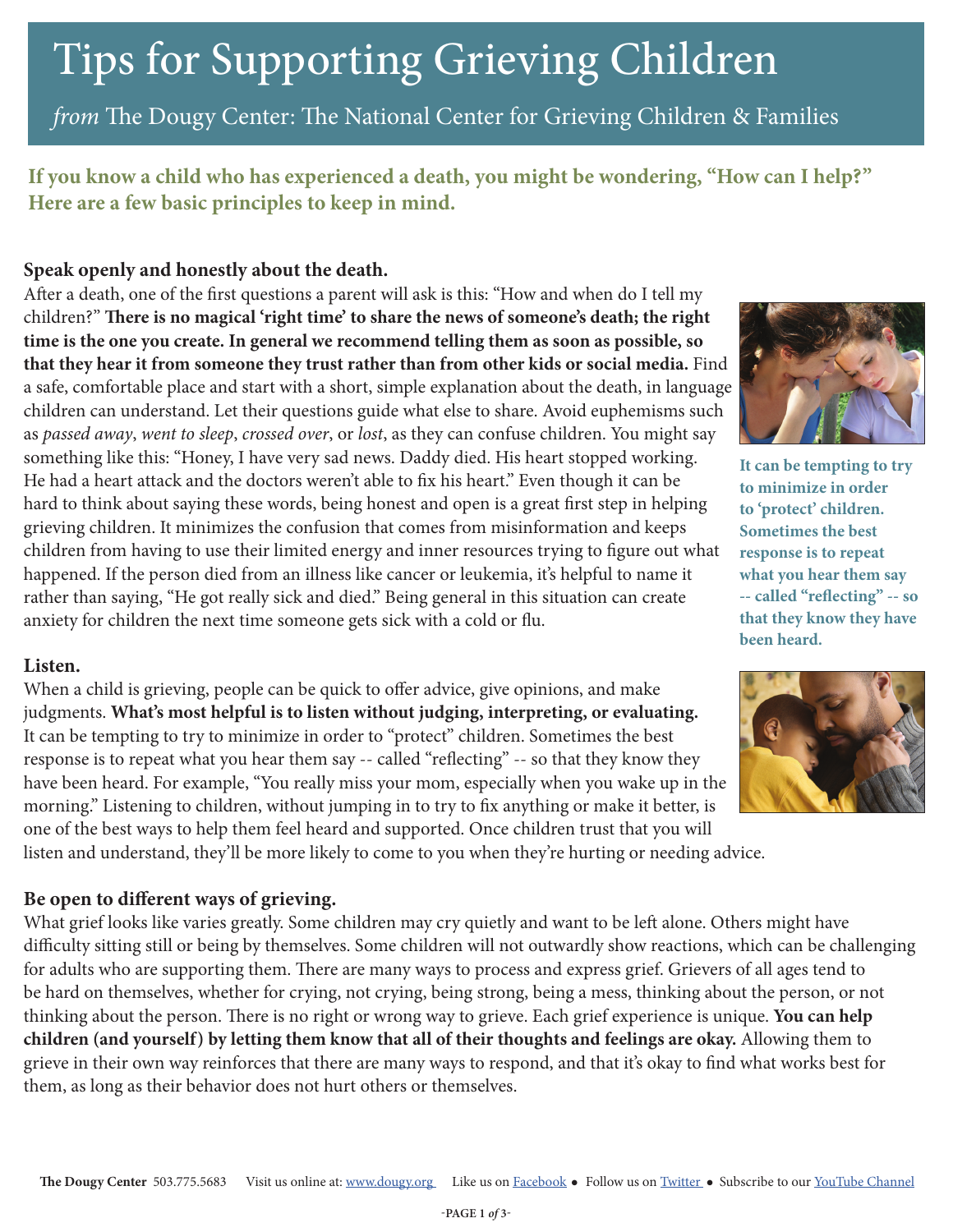# Tips for Supporting Grieving Children

*from* The Dougy Center: The National Center for Grieving Children & Families

**If you know a child who has experienced a death, you might be wondering, "How can I help?" Here are a few basic principles to keep in mind.**

### Speak openly and honestly about the death.

After a death, one of the first questions a parent will ask is this: "How and when do I tell my children?" **There is no magical 'right time' to share the news of someone's death; the right time is the one you create. In general we recommend telling them as soon as possible, so that they hear it from someone they trust rather than from other kids or social media.** Find a safe, comfortable place and start with a short, simple explanation about the death, in language children can understand. Let their questions guide what else to share. Avoid euphemisms such as *passed away*, *went to sleep*, *crossed over*, or *lost*, as they can confuse children. You might say something like this: "Honey, I have very sad news. Daddy died. His heart stopped working. He had a heart attack and the doctors weren't able to fix his heart." Even though it can be hard to think about saying these words, being honest and open is a great first step in helping grieving children. It minimizes the confusion that comes from misinformation and keeps children from having to use their limited energy and inner resources trying to figure out what happened. If the person died from an illness like cancer or leukemia, it's helpful to name it rather than saying, "He got really sick and died." Being general in this situation can create anxiety for children the next time someone gets sick with a cold or flu.

**It can be tempting to try to minimize in order to 'protect' children. Sometimes the best response is to repeat what you hear them say -- called "reflecting" -- so that they know they have been heard.**

### Listen.

When a child is grieving, people can be quick to offer advice, give opinions, and make judgments. **What's most helpful is to listen without judging, interpreting, or evaluating.** It can be tempting to try to minimize in order to "protect" children. Sometimes the best response is to repeat what you hear them say -- called "reflecting" -- so that they know they have been heard. For example, "You really miss your mom, especially when you wake up in the morning." Listening to children, without jumping in to try to fix anything or make it better, is one of the best ways to help them feel heard and supported. Once children trust that you will listen and understand, they'll be more likely to come to you when they're hurting or needing advice.

### Be open to different ways of grieving.

What grief looks like varies greatly. Some children may cry quietly and want to be left alone. Others might have difficulty sitting still or being by themselves. Some children will not outwardly show reactions, which can be challenging for adults who are supporting them. There are many ways to process and express grief. Grievers of all ages tend to be hard on themselves, whether for crying, not crying, being strong, being a mess, thinking about the person, or not thinking about the person. There is no right or wrong way to grieve. Each grief experience is unique. **You can help children (and yourself) by letting them know that all of their thoughts and feelings are okay.** Allowing them to grieve in their own way reinforces that there are many ways to respond, and that it's okay to find what works best for them, as long as their behavior does not hurt others or themselves.

**The Dougy Center** 503.775.5683 Visit us online at: www.dougy.org Like us on Facebook • Follow us on Twitter • Subscribe to our YouTube Channel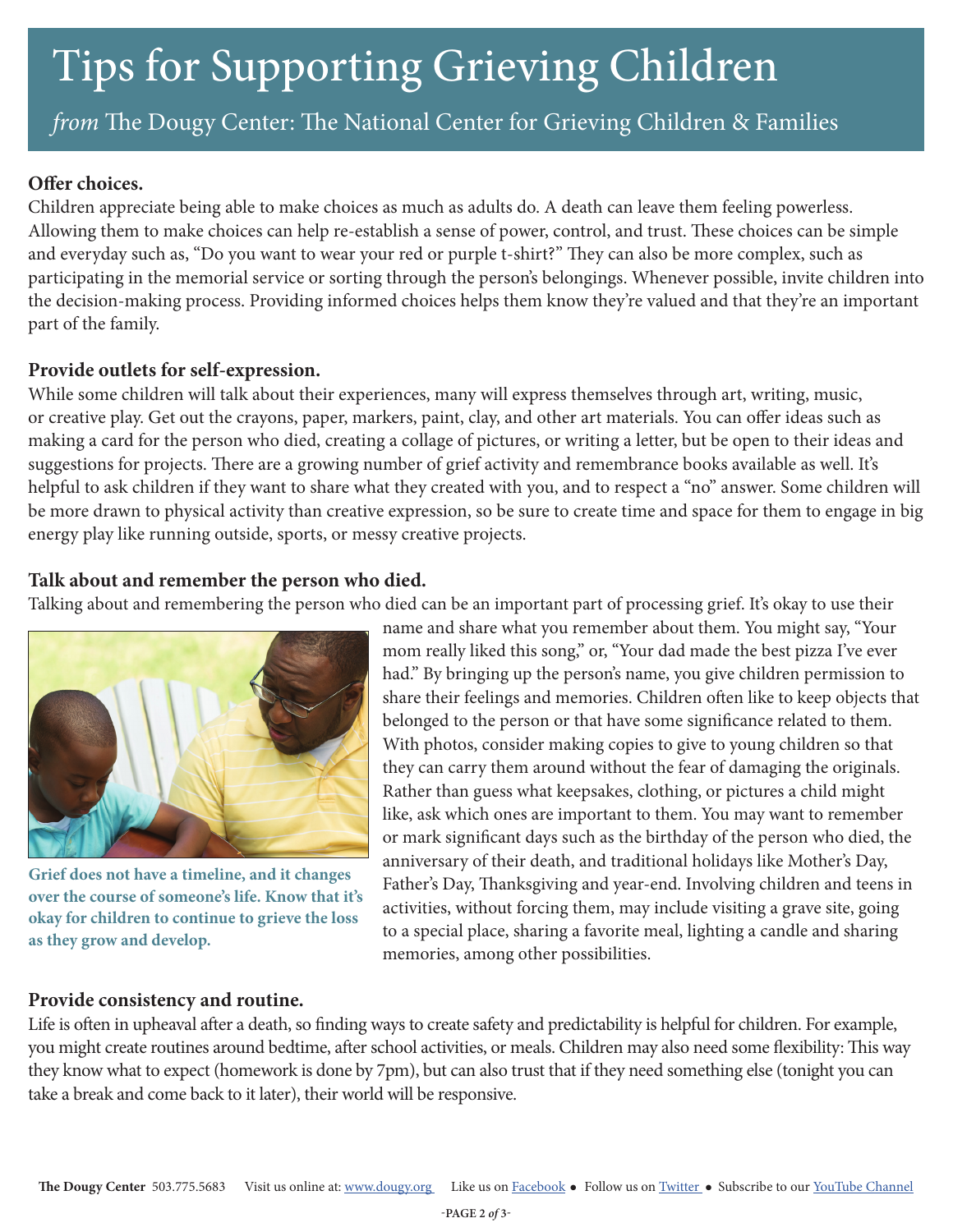# Tips for Supporting Grieving Children

*from* The Dougy Center: The National Center for Grieving Children & Families

**Offer choices.**
Children appreciate being able to make choices as much as adults do. A death can leave them feeling powerless. Allowing them to make choices can help re-establish a sense of power, control, and trust. These choices can be simple and everyday such as, "Do you want to wear your red or purple t-shirt?" They can also be more complex, such as participating in the memorial service or sorting through the person's belongings. Whenever possible, invite children into the decision-making process. Providing informed choices helps them know they're valued and that they're an important part of the family.

**Provide outlets for self-expression.**
While some children will talk about their experiences, many will express themselves through art, writing, music, or creative play. Get out the crayons, paper, markers, paint, clay, and other art materials. You can offer ideas such as making a card for the person who died, creating a collage of pictures, or writing a letter, but be open to their ideas and suggestions for projects. There are a growing number of grief activity and remembrance books available as well. It's helpful to ask children if they want to share what they created with you, and to respect a "no" answer. Some children will be more drawn to physical activity than creative expression, so be sure to create time and space for them to engage in big energy play like running outside, sports, or messy creative projects.

**Talk about and remember the person who died.**
Talking about and remembering the person who died can be an important part of processing grief. It's okay to use their name and share what you remember about them. You might say, "Your mom really liked this song," or, "Your dad made the best pizza I've ever had." By bringing up the person's name, you give children permission to share their feelings and memories. Children often like to keep objects that belonged to the person or that have some significance related to them. With photos, consider making copies to give to young children so that they can carry them around without the fear of damaging the originals. Rather than guess what keepsakes, clothing, or pictures a child might like, ask which ones are important to them. You may want to remember or mark significant days such as the birthday of the person who died, the anniversary of their death, and traditional holidays like Mother's Day, Father's Day, Thanksgiving and year-end. Involving children and teens in activities, without forcing them, may include visiting a grave site, going to a special place, sharing a favorite meal, lighting a candle and sharing memories, among other possibilities.

**Grief does not have a timeline, and it changes over the course of someone's life. Know that it's okay for children to continue to grieve the loss as they grow and develop.**

**Provide consistency and routine.**
Life is often in upheaval after a death, so finding ways to create safety and predictability is helpful for children. For example, you might create routines around bedtime, after school activities, or meals. Children may also need some flexibility: This way they know what to expect (homework is done by 7pm), but can also trust that if they need something else (tonight you can take a break and come back to it later), their world will be responsive.

**The Dougy Center** 503.775.5683 Visit us online at: www.dougy.org Like us on Facebook • Follow us on Twitter • Subscribe to our YouTube Channel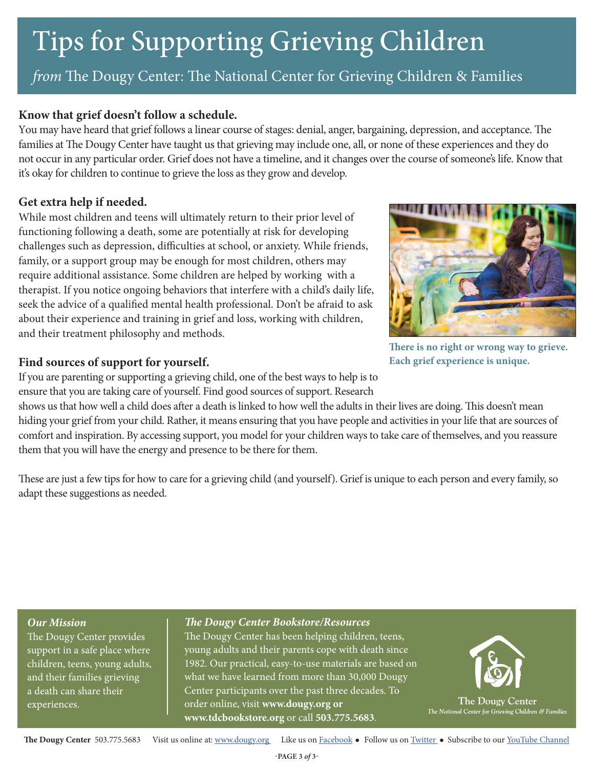# Tips for Supporting Grieving Children

*from* The Dougy Center: The National Center for Grieving Children & Families

**Know that grief doesn't follow a schedule.**

You may have heard that grief follows a linear course of stages: denial, anger, bargaining, depression, and acceptance. The families at The Dougy Center have taught us that grieving may include one, all, or none of these experiences and they do not occur in any particular order. Grief does not have a timeline, and it changes over the course of someone's life. Know that it's okay for children to continue to grieve the loss as they grow and develop.

**Get extra help if needed.**

While most children and teens will ultimately return to their prior level of functioning following a death, some are potentially at risk for developing challenges such as depression, difficulties at school, or anxiety. While friends, family, or a support group may be enough for most children, others may require additional assistance. Some children are helped by working with a therapist. If you notice ongoing behaviors that interfere with a child's daily life, seek the advice of a qualified mental health professional. Don't be afraid to ask about their experience and training in grief and loss, working with children, and their treatment philosophy and methods.

**There is no right or wrong way to grieve. Each grief experience is unique.**

**Find sources of support for yourself.**

If you are parenting or supporting a grieving child, one of the best ways to help is to ensure that you are taking care of yourself. Find good sources of support. Research shows us that how well a child does after a death is linked to how well the adults in their lives are doing. This doesn't mean hiding your grief from your child. Rather, it means ensuring that you have people and activities in your life that are sources of comfort and inspiration. By accessing support, you model for your children ways to take care of themselves, and you reassure them that you will have the energy and presence to be there for them.

These are just a few tips for how to care for a grieving child (and yourself). Grief is unique to each person and every family, so adapt these suggestions as needed.

***Our Mission***

The Dougy Center provides support in a safe place where children, teens, young adults, and their families grieving a death can share their experiences.

***The Dougy Center Bookstore/Resources***

The Dougy Center has been helping children, teens, young adults and their parents cope with death since 1982. Our practical, easy-to-use materials are based on what we have learned from more than 30,000 Dougy Center participants over the past three decades. To order online, visit **www.dougy.org or www.tdcbookstore.org** or call **503.775.5683**.

The Dougy Center
*The National Center for Grieving Children & Families*

**The Dougy Center** 503.775.5683 Visit us online at: www.dougy.org Like us on Facebook • Follow us on Twitter • Subscribe to our YouTube Channel